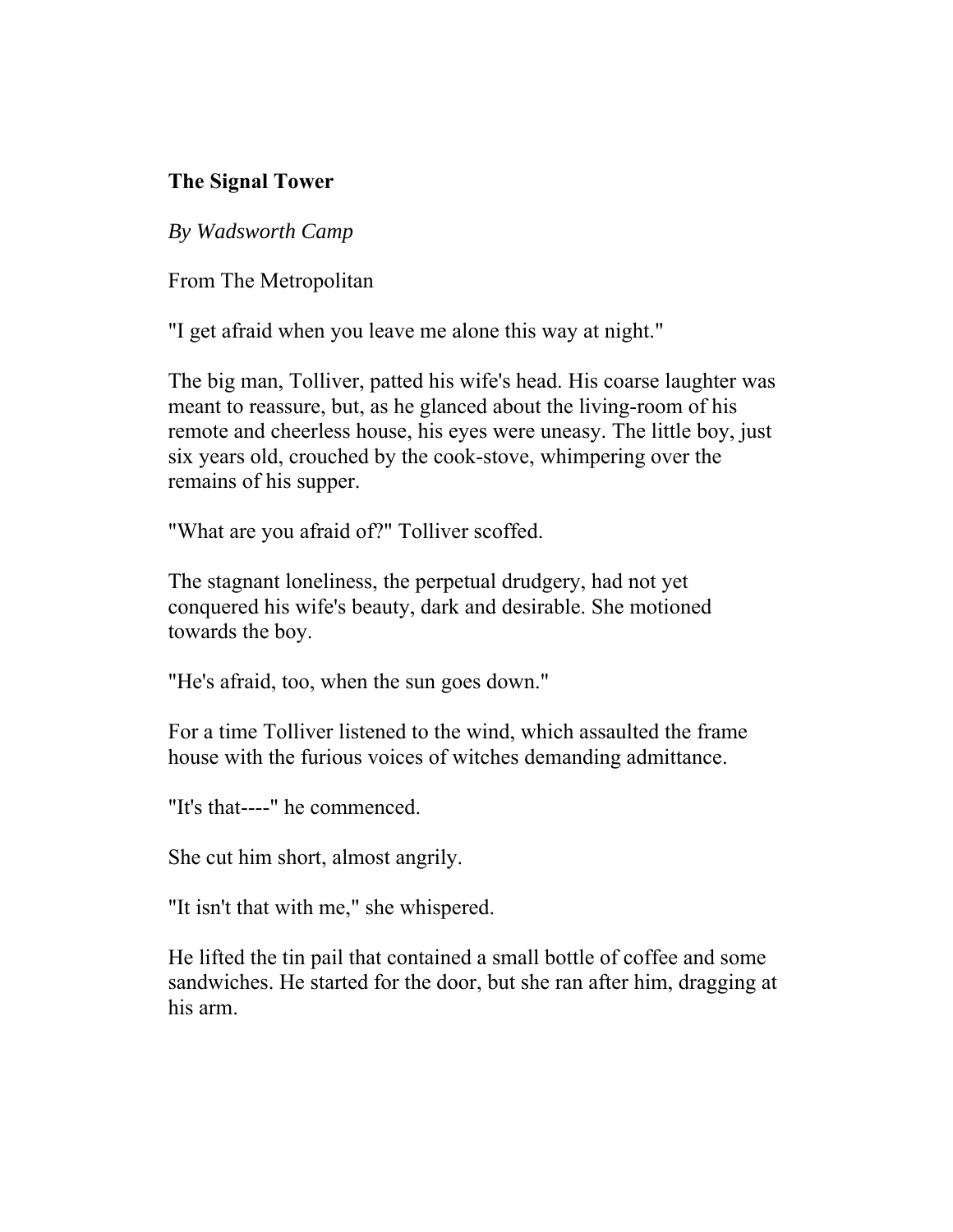# The Signal Tower

*By Wadsworth Camp*

From The Metropolitan

"I get afraid when you leave me alone this way at night."

The big man, Tolliver, patted his wife's head. His coarse laughter was meant to reassure, but, as he glanced about the living-room of his remote and cheerless house, his eyes were uneasy. The little boy, just six years old, crouched by the cook-stove, whimpering over the remains of his supper.

"What are you afraid of?" Tolliver scoffed.

The stagnant loneliness, the perpetual drudgery, had not yet conquered his wife's beauty, dark and desirable. She motioned towards the boy.

"He's afraid, too, when the sun goes down."

For a time Tolliver listened to the wind, which assaulted the frame house with the furious voices of witches demanding admittance.

"It's that----" he commenced.

She cut him short, almost angrily.

"It isn't that with me," she whispered.

He lifted the tin pail that contained a small bottle of coffee and some sandwiches. He started for the door, but she ran after him, dragging at his arm.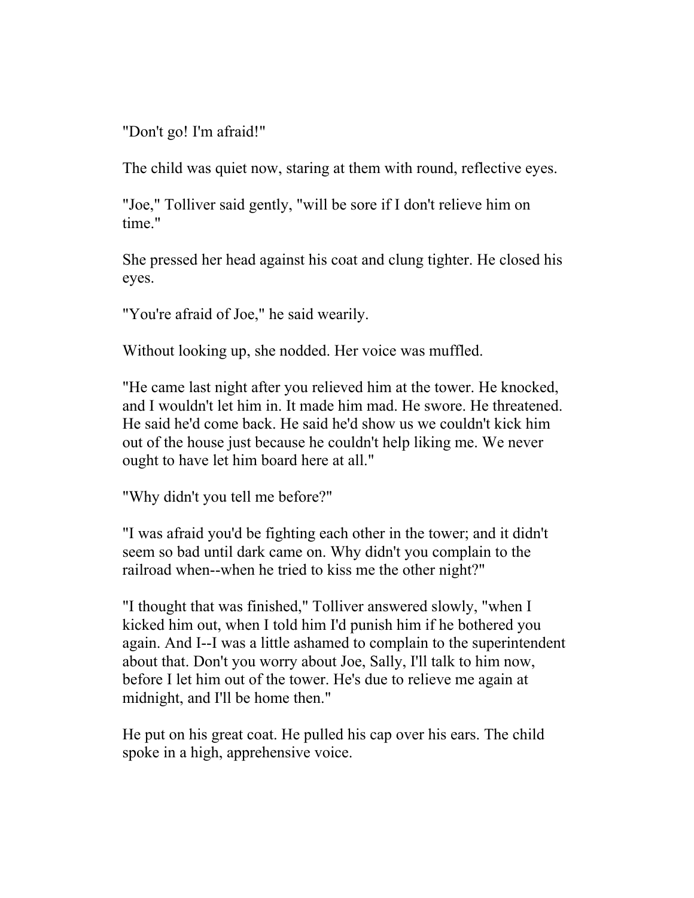"Don't go! I'm afraid!"

The child was quiet now, staring at them with round, reflective eyes.

"Joe," Tolliver said gently, "will be sore if I don't relieve him on time."

She pressed her head against his coat and clung tighter. He closed his eyes.

"You're afraid of Joe," he said wearily.

Without looking up, she nodded. Her voice was muffled.

"He came last night after you relieved him at the tower. He knocked, and I wouldn't let him in. It made him mad. He swore. He threatened. He said he'd come back. He said he'd show us we couldn't kick him out of the house just because he couldn't help liking me. We never ought to have let him board here at all."

"Why didn't you tell me before?"

"I was afraid you'd be fighting each other in the tower; and it didn't seem so bad until dark came on. Why didn't you complain to the railroad when--when he tried to kiss me the other night?"

"I thought that was finished," Tolliver answered slowly, "when I kicked him out, when I told him I'd punish him if he bothered you again. And I--I was a little ashamed to complain to the superintendent about that. Don't you worry about Joe, Sally, I'll talk to him now, before I let him out of the tower. He's due to relieve me again at midnight, and I'll be home then."

He put on his great coat. He pulled his cap over his ears. The child spoke in a high, apprehensive voice.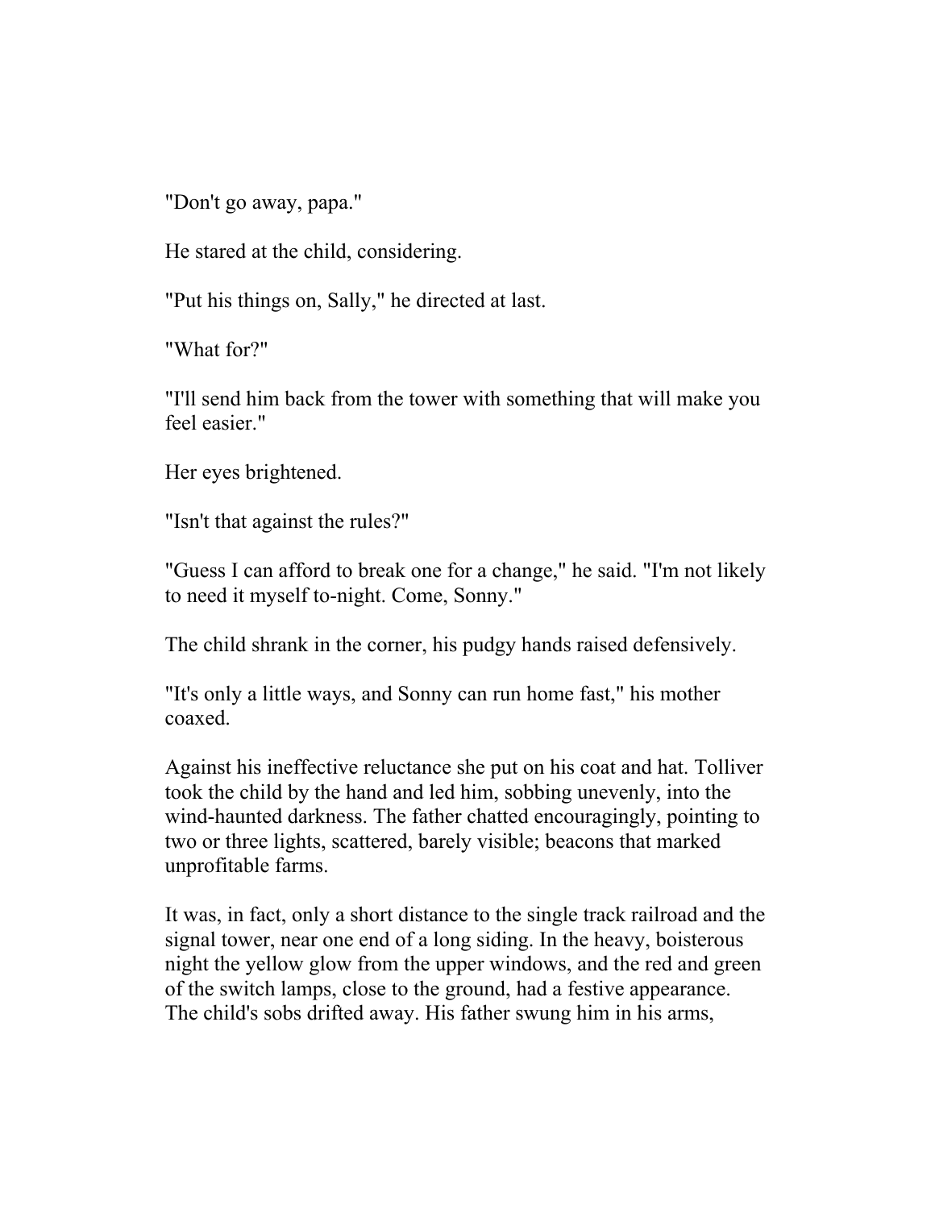"Don't go away, papa."

He stared at the child, considering.

"Put his things on, Sally," he directed at last.

"What for?"

"I'll send him back from the tower with something that will make you feel easier."

Her eyes brightened.

"Isn't that against the rules?"

"Guess I can afford to break one for a change," he said. "I'm not likely to need it myself to-night. Come, Sonny."

The child shrank in the corner, his pudgy hands raised defensively.

"It's only a little ways, and Sonny can run home fast," his mother coaxed.

Against his ineffective reluctance she put on his coat and hat. Tolliver took the child by the hand and led him, sobbing unevenly, into the wind-haunted darkness. The father chatted encouragingly, pointing to two or three lights, scattered, barely visible; beacons that marked unprofitable farms.

It was, in fact, only a short distance to the single track railroad and the signal tower, near one end of a long siding. In the heavy, boisterous night the yellow glow from the upper windows, and the red and green of the switch lamps, close to the ground, had a festive appearance. The child's sobs drifted away. His father swung him in his arms,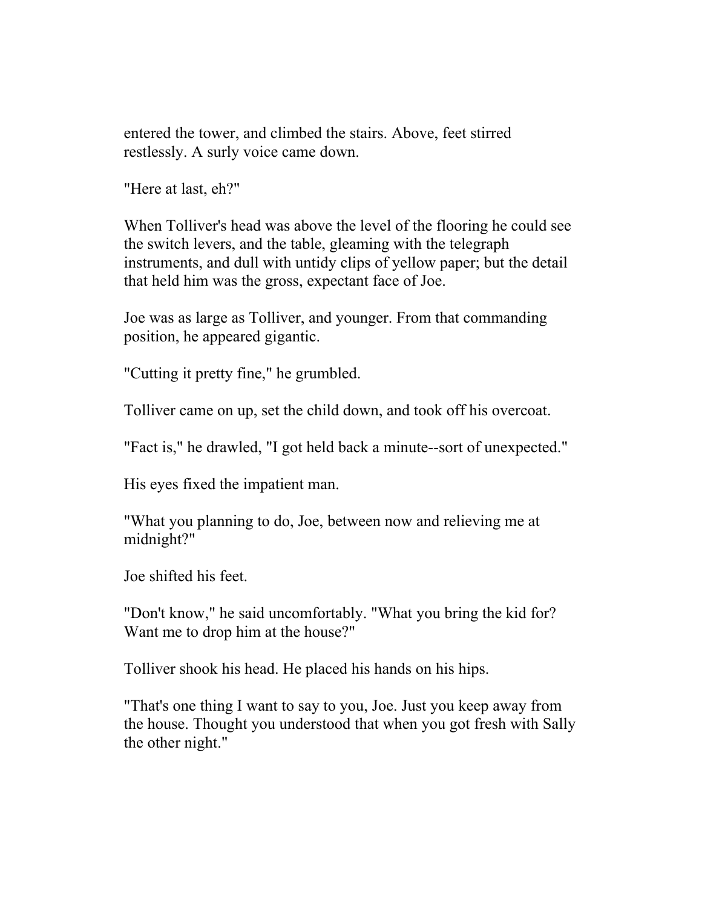entered the tower, and climbed the stairs. Above, feet stirred restlessly. A surly voice came down.

"Here at last, eh?"

When Tolliver's head was above the level of the flooring he could see the switch levers, and the table, gleaming with the telegraph instruments, and dull with untidy clips of yellow paper; but the detail that held him was the gross, expectant face of Joe.

Joe was as large as Tolliver, and younger. From that commanding position, he appeared gigantic.

"Cutting it pretty fine," he grumbled.

Tolliver came on up, set the child down, and took off his overcoat.

"Fact is," he drawled, "I got held back a minute--sort of unexpected."

His eyes fixed the impatient man.

"What you planning to do, Joe, between now and relieving me at midnight?"

Joe shifted his feet.

"Don't know," he said uncomfortably. "What you bring the kid for? Want me to drop him at the house?"

Tolliver shook his head. He placed his hands on his hips.

"That's one thing I want to say to you, Joe. Just you keep away from the house. Thought you understood that when you got fresh with Sally the other night."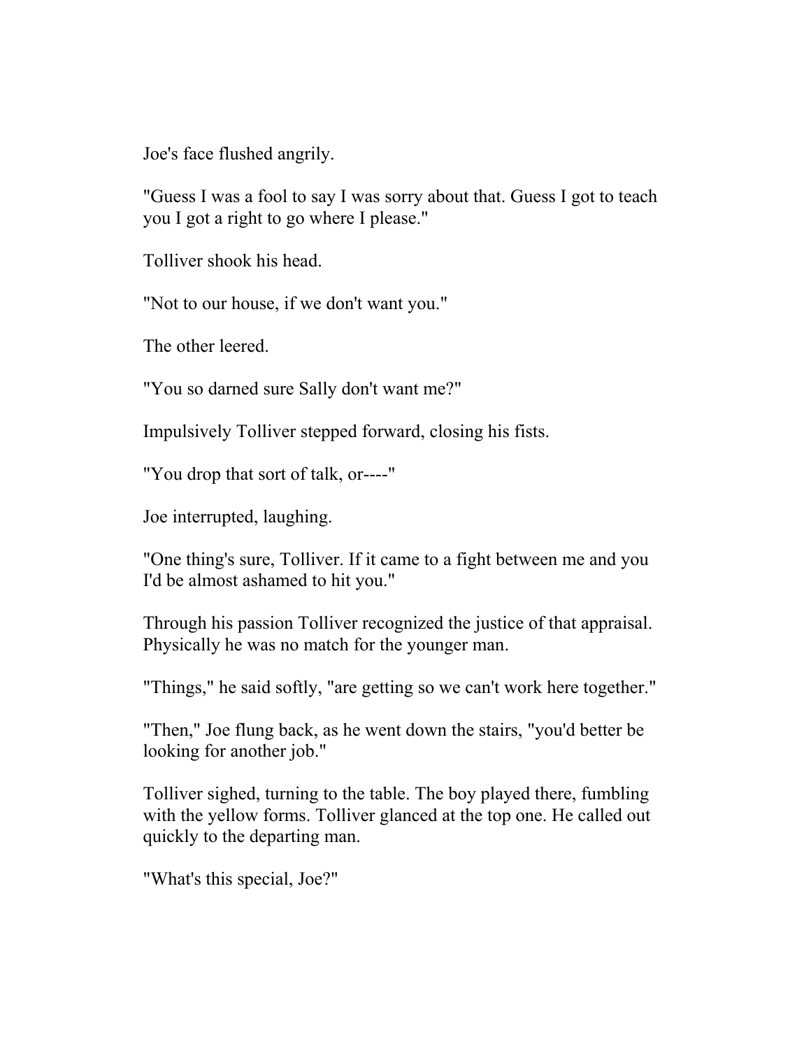Joe's face flushed angrily.

"Guess I was a fool to say I was sorry about that. Guess I got to teach you I got a right to go where I please."

Tolliver shook his head.

"Not to our house, if we don't want you."

The other leered.

"You so darned sure Sally don't want me?"

Impulsively Tolliver stepped forward, closing his fists.

"You drop that sort of talk, or----"

Joe interrupted, laughing.

"One thing's sure, Tolliver. If it came to a fight between me and you I'd be almost ashamed to hit you."

Through his passion Tolliver recognized the justice of that appraisal. Physically he was no match for the younger man.

"Things," he said softly, "are getting so we can't work here together."

"Then," Joe flung back, as he went down the stairs, "you'd better be looking for another job."

Tolliver sighed, turning to the table. The boy played there, fumbling with the yellow forms. Tolliver glanced at the top one. He called out quickly to the departing man.

"What's this special, Joe?"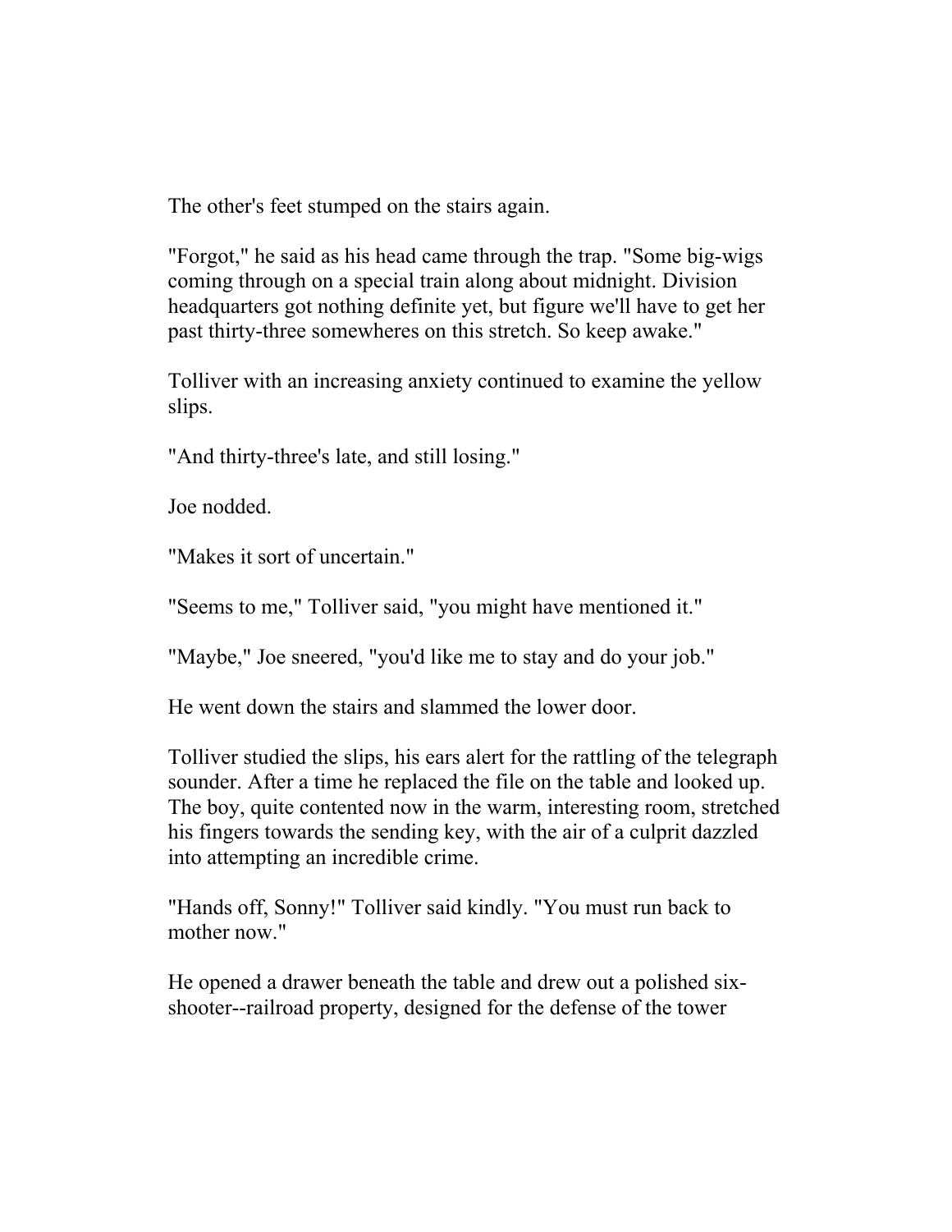The other's feet stumped on the stairs again.

"Forgot," he said as his head came through the trap. "Some big-wigs coming through on a special train along about midnight. Division headquarters got nothing definite yet, but figure we'll have to get her past thirty-three somewheres on this stretch. So keep awake."

Tolliver with an increasing anxiety continued to examine the yellow slips.

"And thirty-three's late, and still losing."

Joe nodded.

"Makes it sort of uncertain."

"Seems to me," Tolliver said, "you might have mentioned it."

"Maybe," Joe sneered, "you'd like me to stay and do your job."

He went down the stairs and slammed the lower door.

Tolliver studied the slips, his ears alert for the rattling of the telegraph sounder. After a time he replaced the file on the table and looked up. The boy, quite contented now in the warm, interesting room, stretched his fingers towards the sending key, with the air of a culprit dazzled into attempting an incredible crime.

"Hands off, Sonny!" Tolliver said kindly. "You must run back to mother now."

He opened a drawer beneath the table and drew out a polished six-shooter--railroad property, designed for the defense of the tower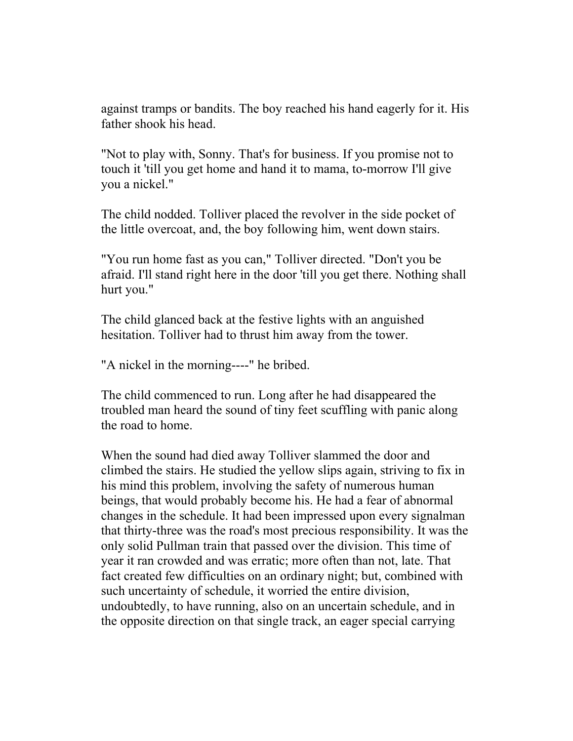against tramps or bandits. The boy reached his hand eagerly for it. His father shook his head.

"Not to play with, Sonny. That's for business. If you promise not to touch it 'till you get home and hand it to mama, to-morrow I'll give you a nickel."

The child nodded. Tolliver placed the revolver in the side pocket of the little overcoat, and, the boy following him, went down stairs.

"You run home fast as you can," Tolliver directed. "Don't you be afraid. I'll stand right here in the door 'till you get there. Nothing shall hurt you."

The child glanced back at the festive lights with an anguished hesitation. Tolliver had to thrust him away from the tower.

"A nickel in the morning----" he bribed.

The child commenced to run. Long after he had disappeared the troubled man heard the sound of tiny feet scuffling with panic along the road to home.

When the sound had died away Tolliver slammed the door and climbed the stairs. He studied the yellow slips again, striving to fix in his mind this problem, involving the safety of numerous human beings, that would probably become his. He had a fear of abnormal changes in the schedule. It had been impressed upon every signalman that thirty-three was the road's most precious responsibility. It was the only solid Pullman train that passed over the division. This time of year it ran crowded and was erratic; more often than not, late. That fact created few difficulties on an ordinary night; but, combined with such uncertainty of schedule, it worried the entire division, undoubtedly, to have running, also on an uncertain schedule, and in the opposite direction on that single track, an eager special carrying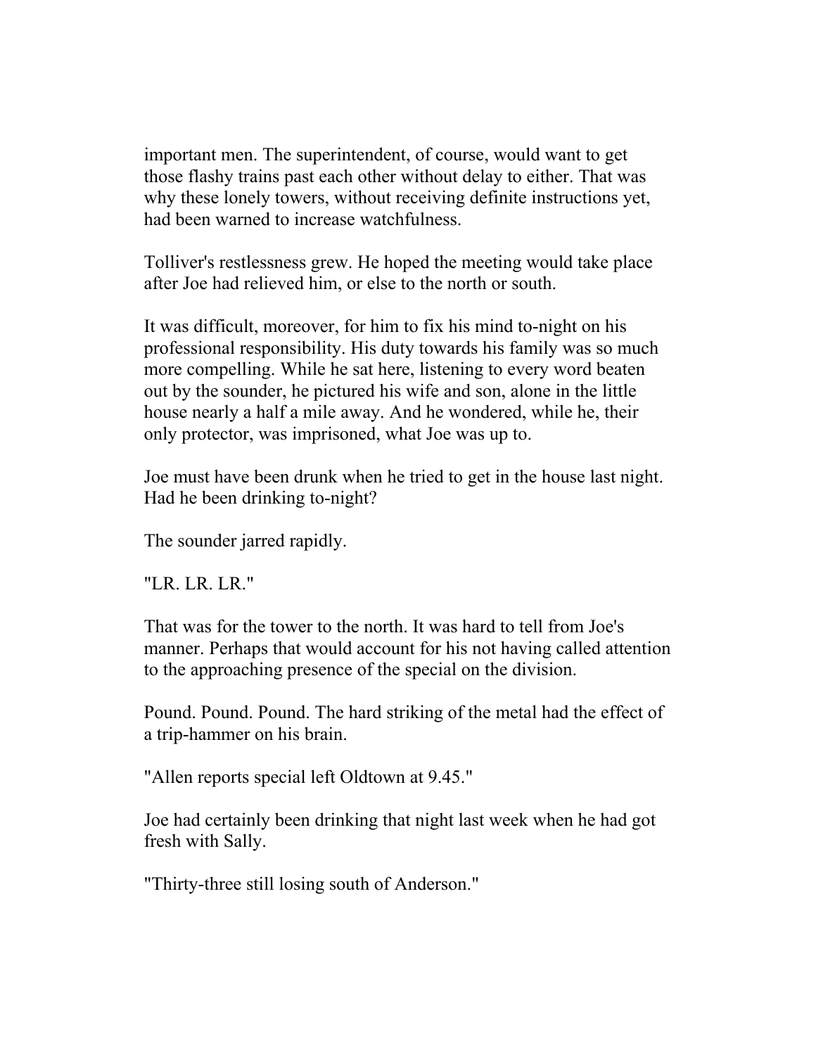important men. The superintendent, of course, would want to get those flashy trains past each other without delay to either. That was why these lonely towers, without receiving definite instructions yet, had been warned to increase watchfulness.

Tolliver's restlessness grew. He hoped the meeting would take place after Joe had relieved him, or else to the north or south.

It was difficult, moreover, for him to fix his mind to-night on his professional responsibility. His duty towards his family was so much more compelling. While he sat here, listening to every word beaten out by the sounder, he pictured his wife and son, alone in the little house nearly a half a mile away. And he wondered, while he, their only protector, was imprisoned, what Joe was up to.

Joe must have been drunk when he tried to get in the house last night. Had he been drinking to-night?

The sounder jarred rapidly.

"LR. LR. LR."

That was for the tower to the north. It was hard to tell from Joe's manner. Perhaps that would account for his not having called attention to the approaching presence of the special on the division.

Pound. Pound. Pound. The hard striking of the metal had the effect of a trip-hammer on his brain.

"Allen reports special left Oldtown at 9.45."

Joe had certainly been drinking that night last week when he had got fresh with Sally.

"Thirty-three still losing south of Anderson."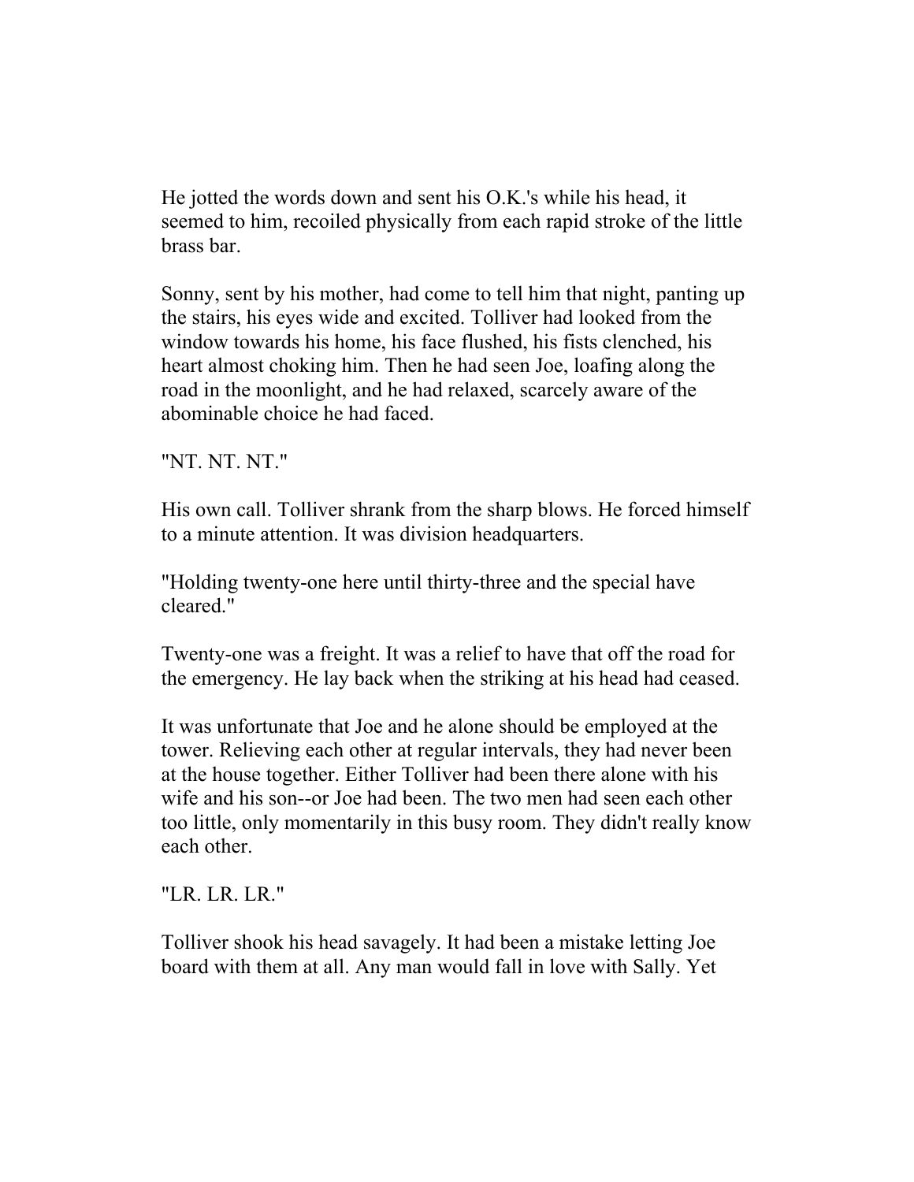He jotted the words down and sent his O.K.'s while his head, it seemed to him, recoiled physically from each rapid stroke of the little brass bar.

Sonny, sent by his mother, had come to tell him that night, panting up the stairs, his eyes wide and excited. Tolliver had looked from the window towards his home, his face flushed, his fists clenched, his heart almost choking him. Then he had seen Joe, loafing along the road in the moonlight, and he had relaxed, scarcely aware of the abominable choice he had faced.

"NT. NT. NT."

His own call. Tolliver shrank from the sharp blows. He forced himself to a minute attention. It was division headquarters.

"Holding twenty-one here until thirty-three and the special have cleared."

Twenty-one was a freight. It was a relief to have that off the road for the emergency. He lay back when the striking at his head had ceased.

It was unfortunate that Joe and he alone should be employed at the tower. Relieving each other at regular intervals, they had never been at the house together. Either Tolliver had been there alone with his wife and his son--or Joe had been. The two men had seen each other too little, only momentarily in this busy room. They didn't really know each other.

"LR. LR. LR."

Tolliver shook his head savagely. It had been a mistake letting Joe board with them at all. Any man would fall in love with Sally. Yet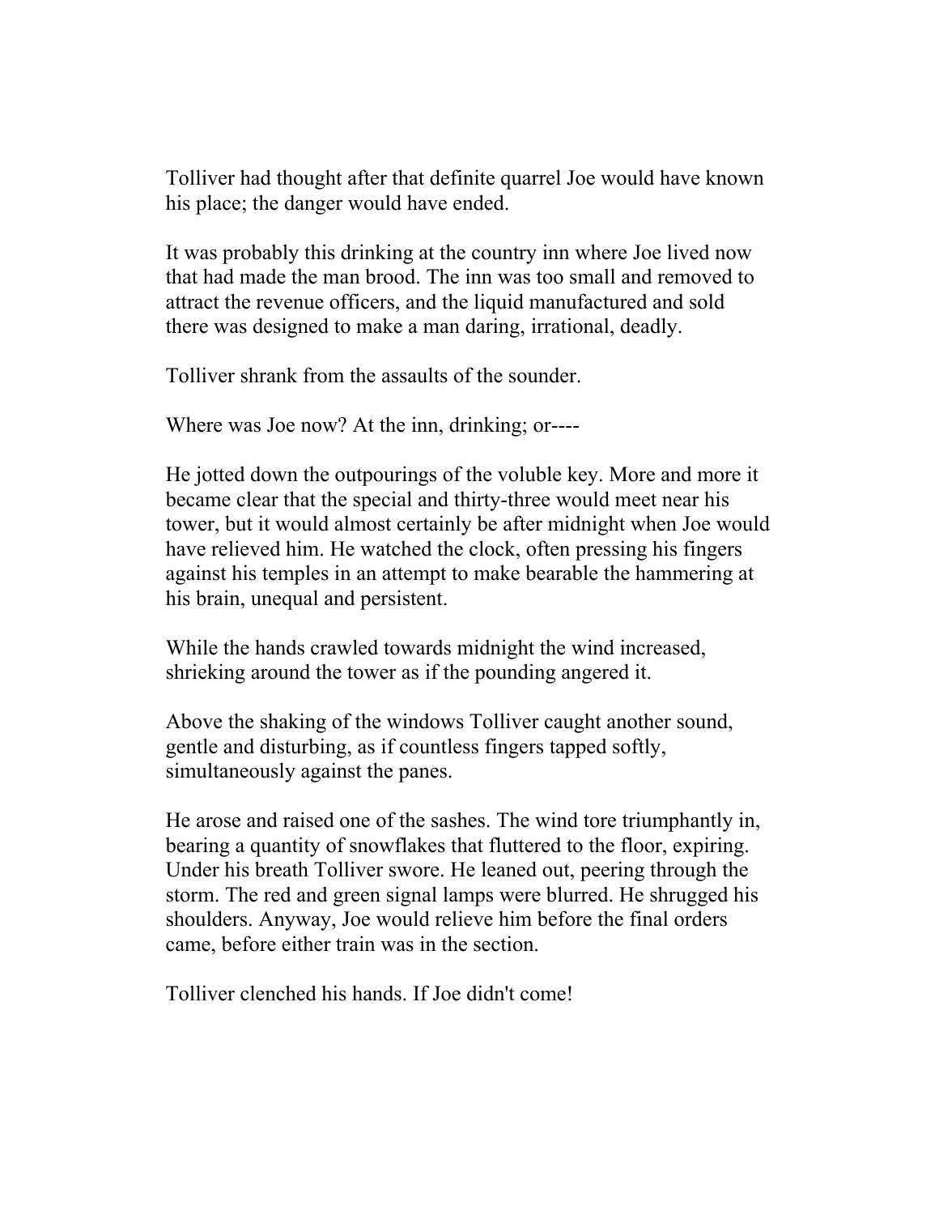Tolliver had thought after that definite quarrel Joe would have known his place; the danger would have ended.

It was probably this drinking at the country inn where Joe lived now that had made the man brood. The inn was too small and removed to attract the revenue officers, and the liquid manufactured and sold there was designed to make a man daring, irrational, deadly.

Tolliver shrank from the assaults of the sounder.

Where was Joe now? At the inn, drinking; or----

He jotted down the outpourings of the voluble key. More and more it became clear that the special and thirty-three would meet near his tower, but it would almost certainly be after midnight when Joe would have relieved him. He watched the clock, often pressing his fingers against his temples in an attempt to make bearable the hammering at his brain, unequal and persistent.

While the hands crawled towards midnight the wind increased, shrieking around the tower as if the pounding angered it.

Above the shaking of the windows Tolliver caught another sound, gentle and disturbing, as if countless fingers tapped softly, simultaneously against the panes.

He arose and raised one of the sashes. The wind tore triumphantly in, bearing a quantity of snowflakes that fluttered to the floor, expiring. Under his breath Tolliver swore. He leaned out, peering through the storm. The red and green signal lamps were blurred. He shrugged his shoulders. Anyway, Joe would relieve him before the final orders came, before either train was in the section.

Tolliver clenched his hands. If Joe didn't come!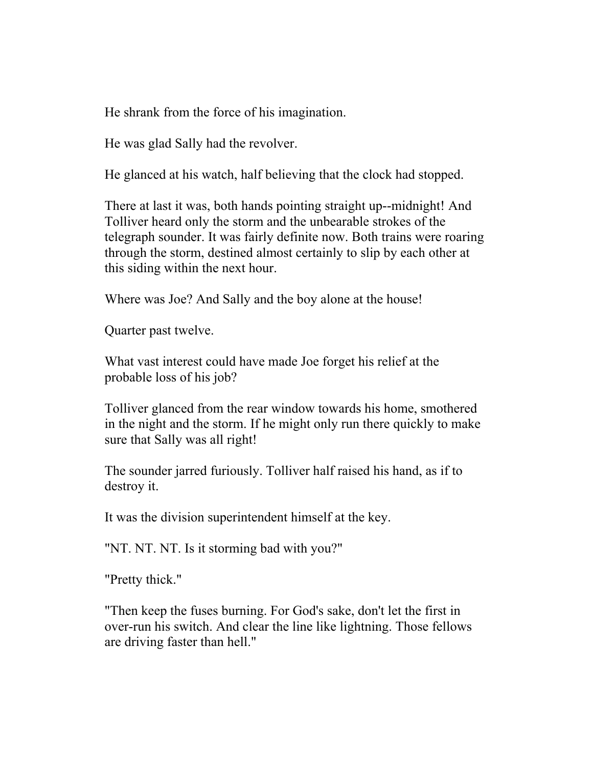He shrank from the force of his imagination.

He was glad Sally had the revolver.

He glanced at his watch, half believing that the clock had stopped.

There at last it was, both hands pointing straight up--midnight! And Tolliver heard only the storm and the unbearable strokes of the telegraph sounder. It was fairly definite now. Both trains were roaring through the storm, destined almost certainly to slip by each other at this siding within the next hour.

Where was Joe? And Sally and the boy alone at the house!

Quarter past twelve.

What vast interest could have made Joe forget his relief at the probable loss of his job?

Tolliver glanced from the rear window towards his home, smothered in the night and the storm. If he might only run there quickly to make sure that Sally was all right!

The sounder jarred furiously. Tolliver half raised his hand, as if to destroy it.

It was the division superintendent himself at the key.

"NT. NT. NT. Is it storming bad with you?"

"Pretty thick."

"Then keep the fuses burning. For God's sake, don't let the first in over-run his switch. And clear the line like lightning. Those fellows are driving faster than hell."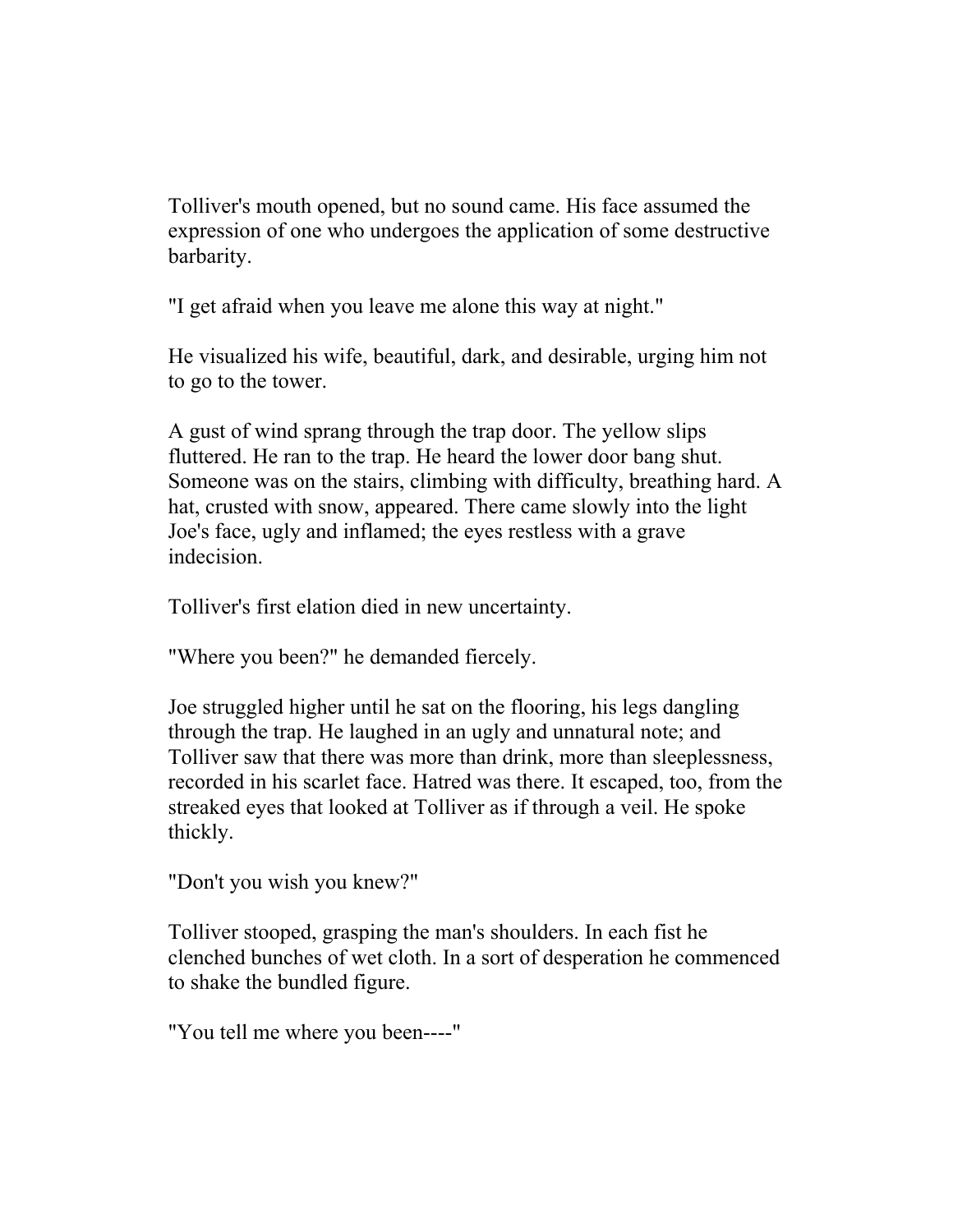Tolliver's mouth opened, but no sound came. His face assumed the expression of one who undergoes the application of some destructive barbarity.

"I get afraid when you leave me alone this way at night."

He visualized his wife, beautiful, dark, and desirable, urging him not to go to the tower.

A gust of wind sprang through the trap door. The yellow slips fluttered. He ran to the trap. He heard the lower door bang shut. Someone was on the stairs, climbing with difficulty, breathing hard. A hat, crusted with snow, appeared. There came slowly into the light Joe's face, ugly and inflamed; the eyes restless with a grave indecision.

Tolliver's first elation died in new uncertainty.

"Where you been?" he demanded fiercely.

Joe struggled higher until he sat on the flooring, his legs dangling through the trap. He laughed in an ugly and unnatural note; and Tolliver saw that there was more than drink, more than sleeplessness, recorded in his scarlet face. Hatred was there. It escaped, too, from the streaked eyes that looked at Tolliver as if through a veil. He spoke thickly.

"Don't you wish you knew?"

Tolliver stooped, grasping the man's shoulders. In each fist he clenched bunches of wet cloth. In a sort of desperation he commenced to shake the bundled figure.

"You tell me where you been----"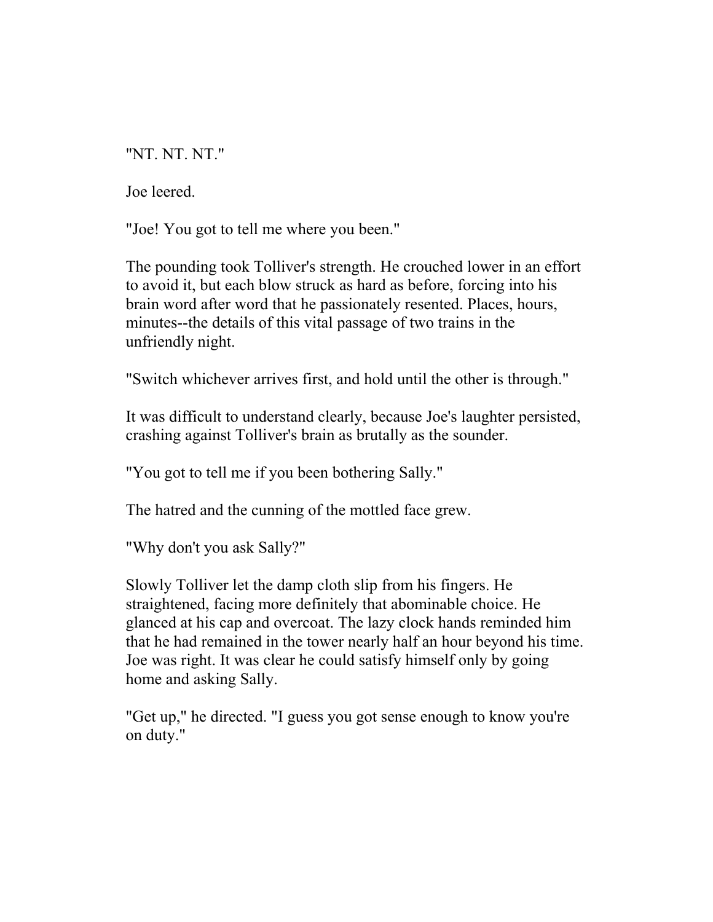"NT. NT. NT."

Joe leered.

"Joe! You got to tell me where you been."

The pounding took Tolliver's strength. He crouched lower in an effort to avoid it, but each blow struck as hard as before, forcing into his brain word after word that he passionately resented. Places, hours, minutes--the details of this vital passage of two trains in the unfriendly night.

"Switch whichever arrives first, and hold until the other is through."

It was difficult to understand clearly, because Joe's laughter persisted, crashing against Tolliver's brain as brutally as the sounder.

"You got to tell me if you been bothering Sally."

The hatred and the cunning of the mottled face grew.

"Why don't you ask Sally?"

Slowly Tolliver let the damp cloth slip from his fingers. He straightened, facing more definitely that abominable choice. He glanced at his cap and overcoat. The lazy clock hands reminded him that he had remained in the tower nearly half an hour beyond his time. Joe was right. It was clear he could satisfy himself only by going home and asking Sally.

"Get up," he directed. "I guess you got sense enough to know you're on duty."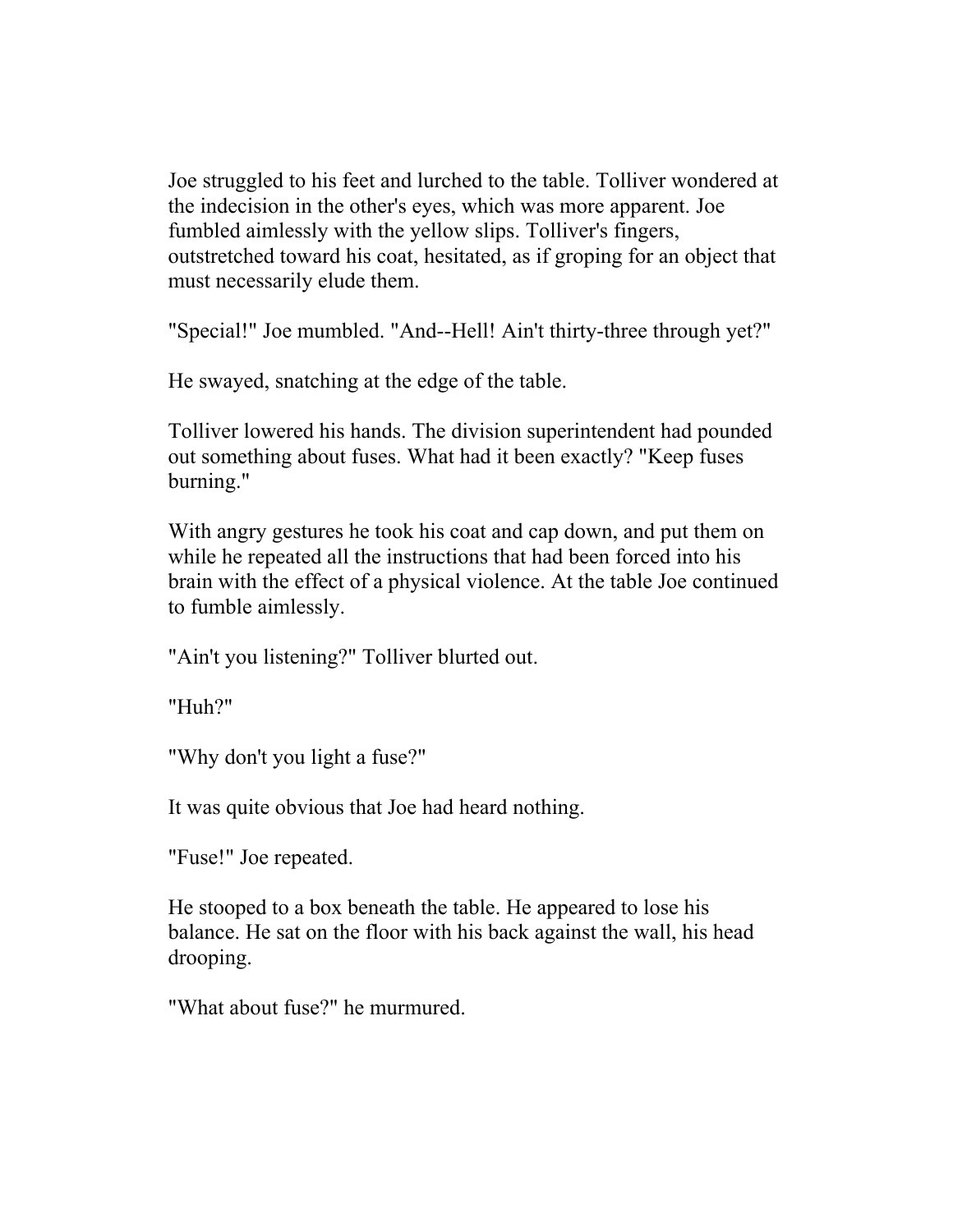Joe struggled to his feet and lurched to the table. Tolliver wondered at the indecision in the other's eyes, which was more apparent. Joe fumbled aimlessly with the yellow slips. Tolliver's fingers, outstretched toward his coat, hesitated, as if groping for an object that must necessarily elude them.

"Special!" Joe mumbled. "And--Hell! Ain't thirty-three through yet?"

He swayed, snatching at the edge of the table.

Tolliver lowered his hands. The division superintendent had pounded out something about fuses. What had it been exactly? "Keep fuses burning."

With angry gestures he took his coat and cap down, and put them on while he repeated all the instructions that had been forced into his brain with the effect of a physical violence. At the table Joe continued to fumble aimlessly.

"Ain't you listening?" Tolliver blurted out.

"Huh?"

"Why don't you light a fuse?"

It was quite obvious that Joe had heard nothing.

"Fuse!" Joe repeated.

He stooped to a box beneath the table. He appeared to lose his balance. He sat on the floor with his back against the wall, his head drooping.

"What about fuse?" he murmured.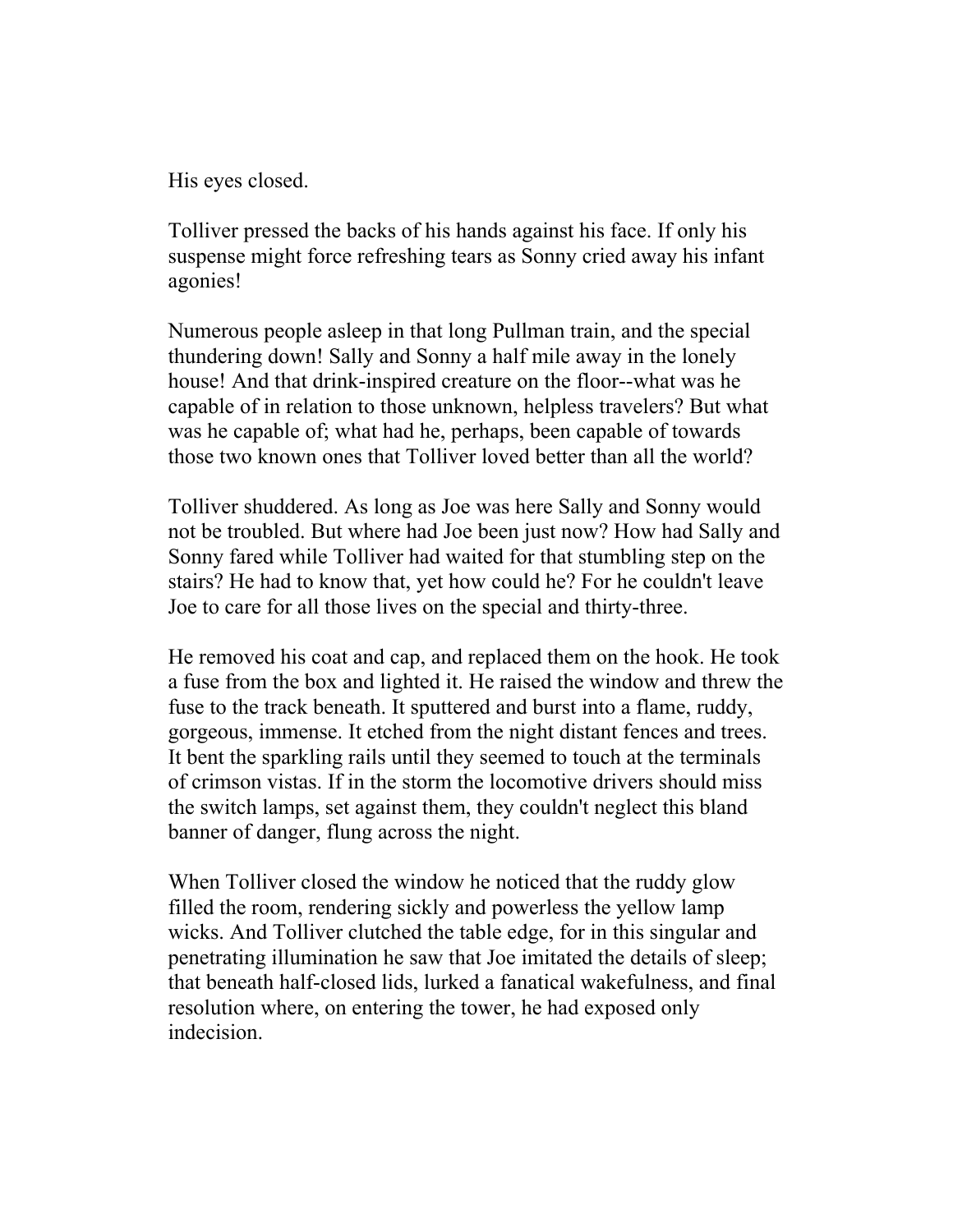His eyes closed.

Tolliver pressed the backs of his hands against his face. If only his suspense might force refreshing tears as Sonny cried away his infant agonies!

Numerous people asleep in that long Pullman train, and the special thundering down! Sally and Sonny a half mile away in the lonely house! And that drink-inspired creature on the floor--what was he capable of in relation to those unknown, helpless travelers? But what was he capable of; what had he, perhaps, been capable of towards those two known ones that Tolliver loved better than all the world?

Tolliver shuddered. As long as Joe was here Sally and Sonny would not be troubled. But where had Joe been just now? How had Sally and Sonny fared while Tolliver had waited for that stumbling step on the stairs? He had to know that, yet how could he? For he couldn't leave Joe to care for all those lives on the special and thirty-three.

He removed his coat and cap, and replaced them on the hook. He took a fuse from the box and lighted it. He raised the window and threw the fuse to the track beneath. It sputtered and burst into a flame, ruddy, gorgeous, immense. It etched from the night distant fences and trees. It bent the sparkling rails until they seemed to touch at the terminals of crimson vistas. If in the storm the locomotive drivers should miss the switch lamps, set against them, they couldn't neglect this bland banner of danger, flung across the night.

When Tolliver closed the window he noticed that the ruddy glow filled the room, rendering sickly and powerless the yellow lamp wicks. And Tolliver clutched the table edge, for in this singular and penetrating illumination he saw that Joe imitated the details of sleep; that beneath half-closed lids, lurked a fanatical wakefulness, and final resolution where, on entering the tower, he had exposed only indecision.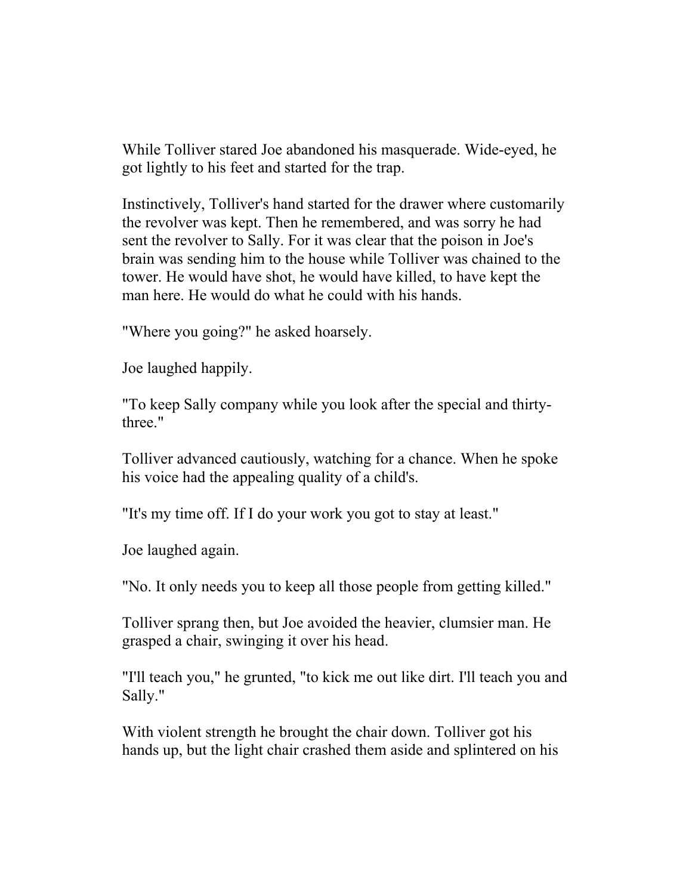While Tolliver stared Joe abandoned his masquerade. Wide-eyed, he got lightly to his feet and started for the trap.

Instinctively, Tolliver's hand started for the drawer where customarily the revolver was kept. Then he remembered, and was sorry he had sent the revolver to Sally. For it was clear that the poison in Joe's brain was sending him to the house while Tolliver was chained to the tower. He would have shot, he would have killed, to have kept the man here. He would do what he could with his hands.

"Where you going?" he asked hoarsely.

Joe laughed happily.

"To keep Sally company while you look after the special and thirty-three."

Tolliver advanced cautiously, watching for a chance. When he spoke his voice had the appealing quality of a child's.

"It's my time off. If I do your work you got to stay at least."

Joe laughed again.

"No. It only needs you to keep all those people from getting killed."

Tolliver sprang then, but Joe avoided the heavier, clumsier man. He grasped a chair, swinging it over his head.

"I'll teach you," he grunted, "to kick me out like dirt. I'll teach you and Sally."

With violent strength he brought the chair down. Tolliver got his hands up, but the light chair crashed them aside and splintered on his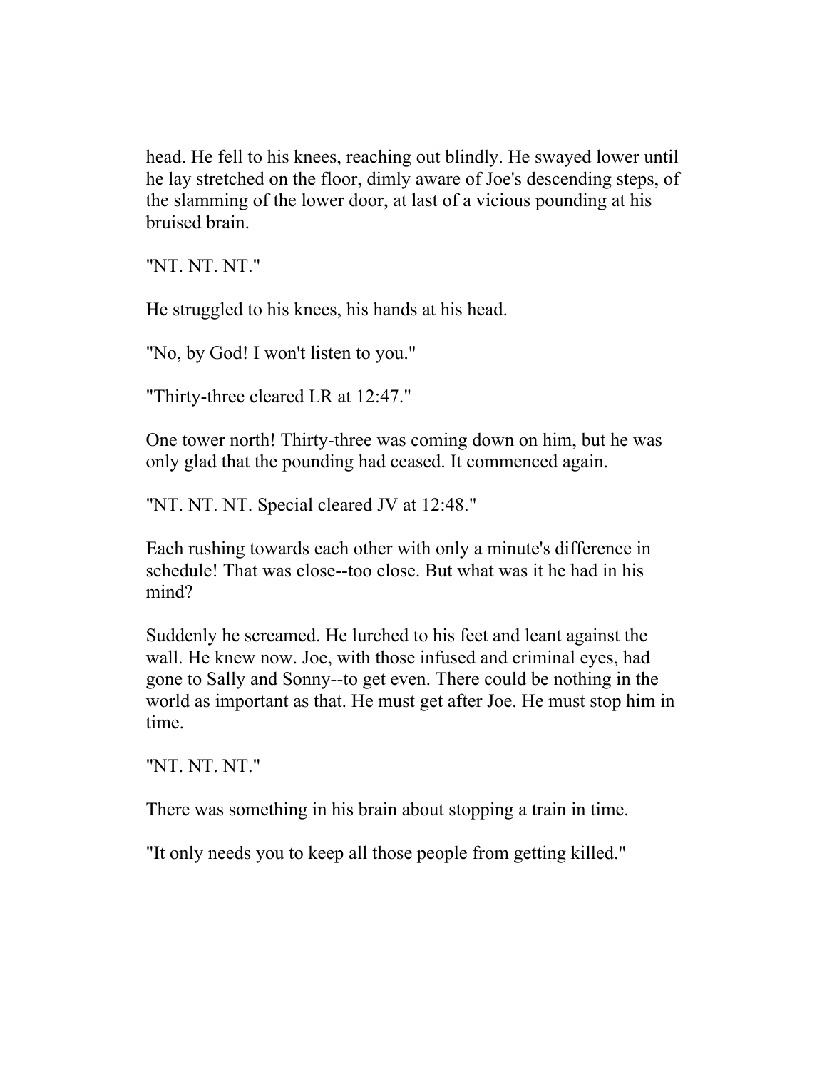head. He fell to his knees, reaching out blindly. He swayed lower until he lay stretched on the floor, dimly aware of Joe's descending steps, of the slamming of the lower door, at last of a vicious pounding at his bruised brain.

"NT. NT. NT."

He struggled to his knees, his hands at his head.

"No, by God! I won't listen to you."

"Thirty-three cleared LR at 12:47."

One tower north! Thirty-three was coming down on him, but he was only glad that the pounding had ceased. It commenced again.

"NT. NT. NT. Special cleared JV at 12:48."

Each rushing towards each other with only a minute's difference in schedule! That was close--too close. But what was it he had in his mind?

Suddenly he screamed. He lurched to his feet and leant against the wall. He knew now. Joe, with those infused and criminal eyes, had gone to Sally and Sonny--to get even. There could be nothing in the world as important as that. He must get after Joe. He must stop him in time.

"NT. NT. NT."

There was something in his brain about stopping a train in time.

"It only needs you to keep all those people from getting killed."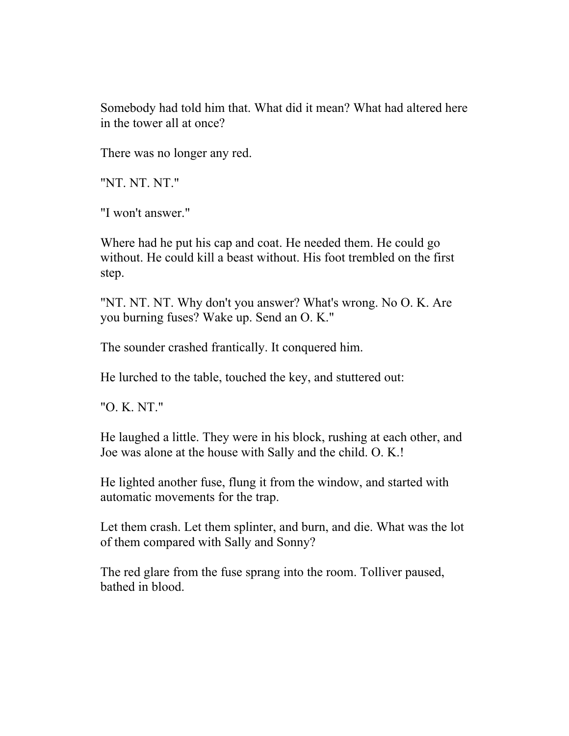Somebody had told him that. What did it mean? What had altered here in the tower all at once?

There was no longer any red.

"NT. NT. NT."

"I won't answer."

Where had he put his cap and coat. He needed them. He could go without. He could kill a beast without. His foot trembled on the first step.

"NT. NT. NT. Why don't you answer? What's wrong. No O. K. Are you burning fuses? Wake up. Send an O. K."

The sounder crashed frantically. It conquered him.

He lurched to the table, touched the key, and stuttered out:

"O. K. NT."

He laughed a little. They were in his block, rushing at each other, and Joe was alone at the house with Sally and the child. O. K.!

He lighted another fuse, flung it from the window, and started with automatic movements for the trap.

Let them crash. Let them splinter, and burn, and die. What was the lot of them compared with Sally and Sonny?

The red glare from the fuse sprang into the room. Tolliver paused, bathed in blood.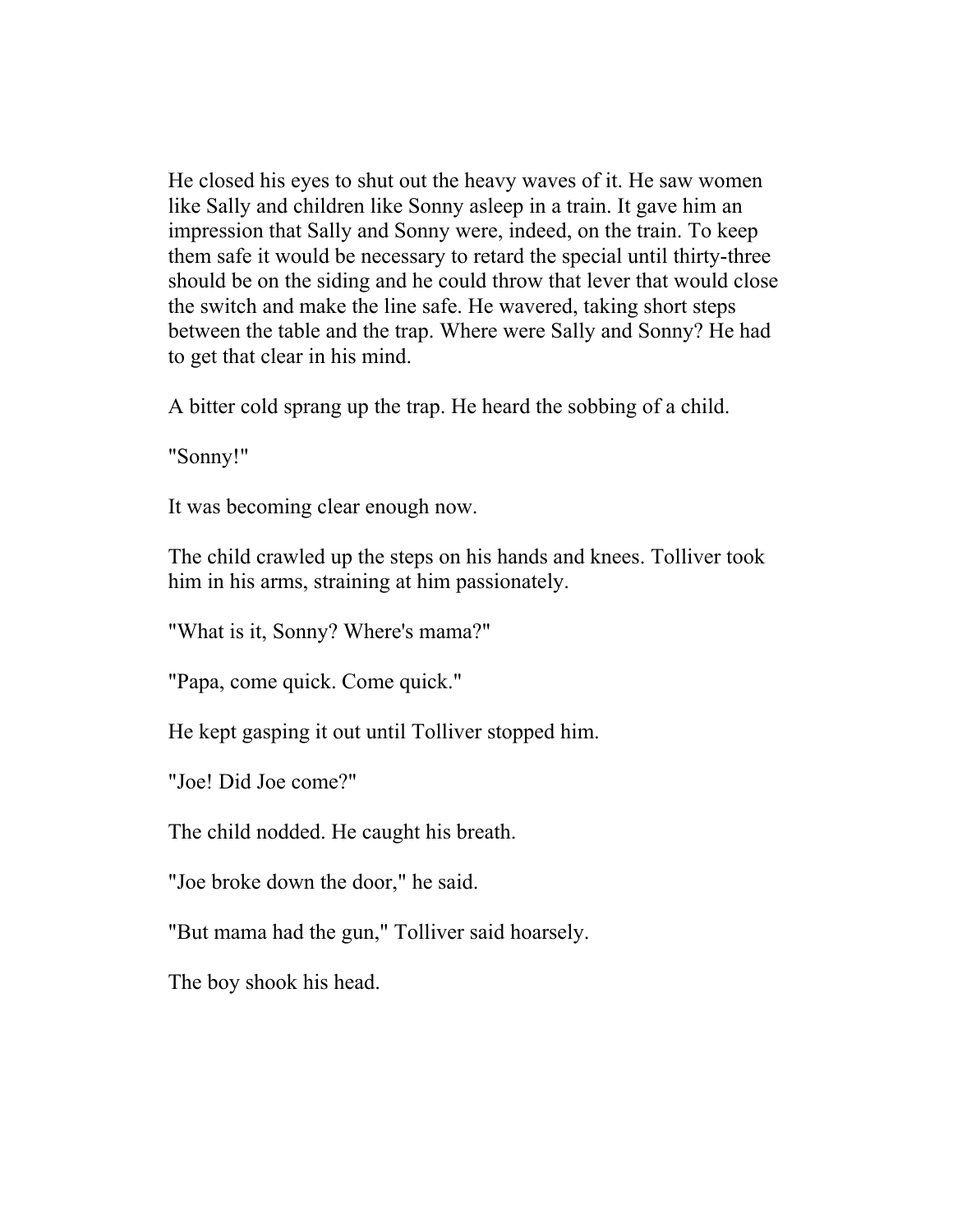He closed his eyes to shut out the heavy waves of it. He saw women like Sally and children like Sonny asleep in a train. It gave him an impression that Sally and Sonny were, indeed, on the train. To keep them safe it would be necessary to retard the special until thirty-three should be on the siding and he could throw that lever that would close the switch and make the line safe. He wavered, taking short steps between the table and the trap. Where were Sally and Sonny? He had to get that clear in his mind.

A bitter cold sprang up the trap. He heard the sobbing of a child.

"Sonny!"

It was becoming clear enough now.

The child crawled up the steps on his hands and knees. Tolliver took him in his arms, straining at him passionately.

"What is it, Sonny? Where's mama?"

"Papa, come quick. Come quick."

He kept gasping it out until Tolliver stopped him.

"Joe! Did Joe come?"

The child nodded. He caught his breath.

"Joe broke down the door," he said.

"But mama had the gun," Tolliver said hoarsely.

The boy shook his head.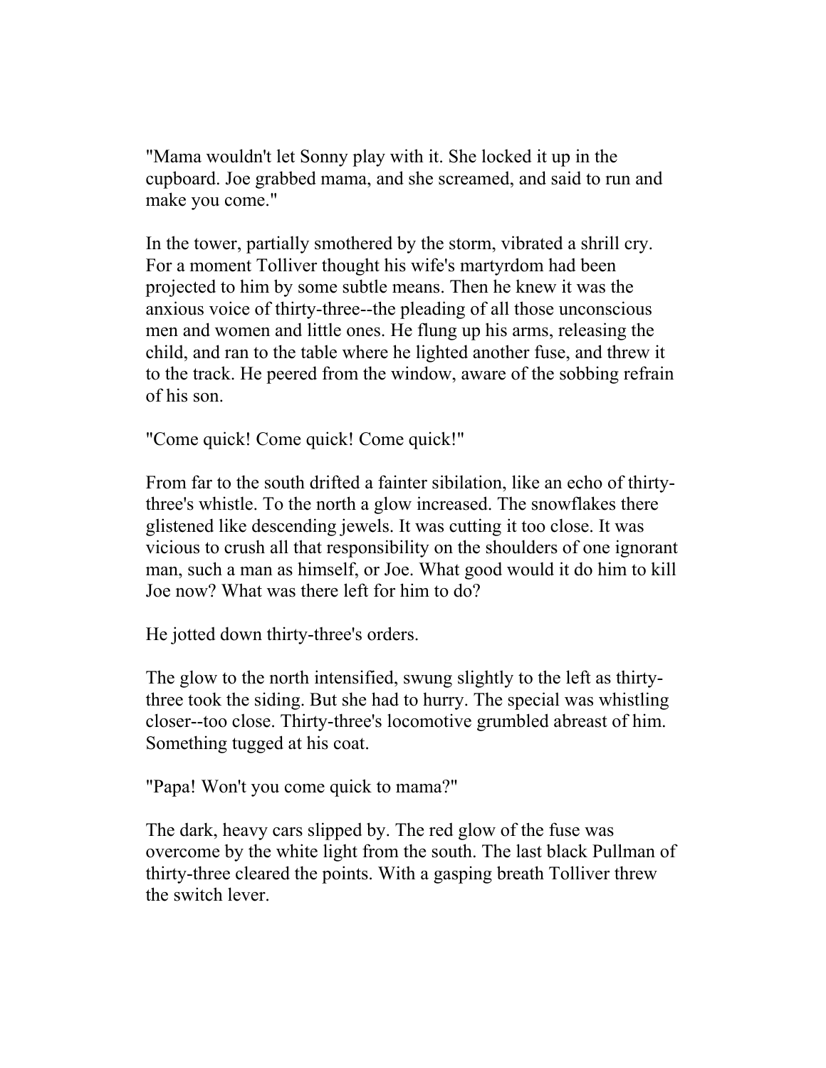"Mama wouldn't let Sonny play with it. She locked it up in the cupboard. Joe grabbed mama, and she screamed, and said to run and make you come."

In the tower, partially smothered by the storm, vibrated a shrill cry. For a moment Tolliver thought his wife's martyrdom had been projected to him by some subtle means. Then he knew it was the anxious voice of thirty-three--the pleading of all those unconscious men and women and little ones. He flung up his arms, releasing the child, and ran to the table where he lighted another fuse, and threw it to the track. He peered from the window, aware of the sobbing refrain of his son.

"Come quick! Come quick! Come quick!"

From far to the south drifted a fainter sibilation, like an echo of thirty-three's whistle. To the north a glow increased. The snowflakes there glistened like descending jewels. It was cutting it too close. It was vicious to crush all that responsibility on the shoulders of one ignorant man, such a man as himself, or Joe. What good would it do him to kill Joe now? What was there left for him to do?

He jotted down thirty-three's orders.

The glow to the north intensified, swung slightly to the left as thirty-three took the siding. But she had to hurry. The special was whistling closer--too close. Thirty-three's locomotive grumbled abreast of him. Something tugged at his coat.

"Papa! Won't you come quick to mama?"

The dark, heavy cars slipped by. The red glow of the fuse was overcome by the white light from the south. The last black Pullman of thirty-three cleared the points. With a gasping breath Tolliver threw the switch lever.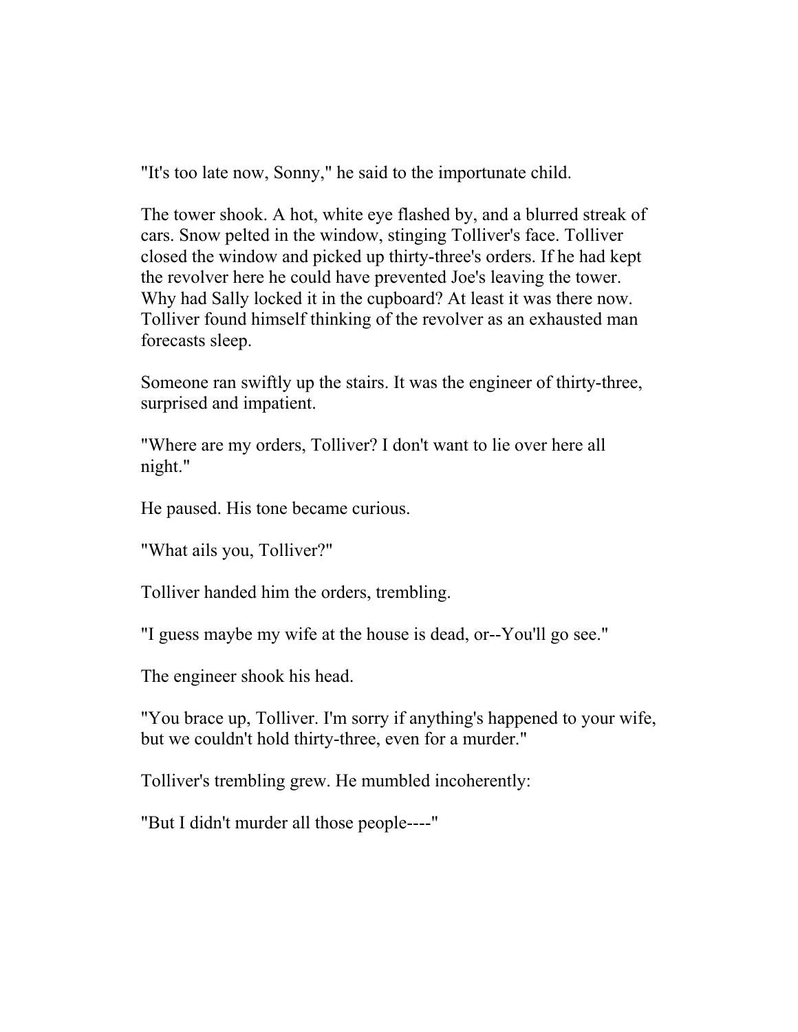"It's too late now, Sonny," he said to the importunate child.

The tower shook. A hot, white eye flashed by, and a blurred streak of cars. Snow pelted in the window, stinging Tolliver's face. Tolliver closed the window and picked up thirty-three's orders. If he had kept the revolver here he could have prevented Joe's leaving the tower. Why had Sally locked it in the cupboard? At least it was there now. Tolliver found himself thinking of the revolver as an exhausted man forecasts sleep.

Someone ran swiftly up the stairs. It was the engineer of thirty-three, surprised and impatient.

"Where are my orders, Tolliver? I don't want to lie over here all night."

He paused. His tone became curious.

"What ails you, Tolliver?"

Tolliver handed him the orders, trembling.

"I guess maybe my wife at the house is dead, or--You'll go see."

The engineer shook his head.

"You brace up, Tolliver. I'm sorry if anything's happened to your wife, but we couldn't hold thirty-three, even for a murder."

Tolliver's trembling grew. He mumbled incoherently:

"But I didn't murder all those people----"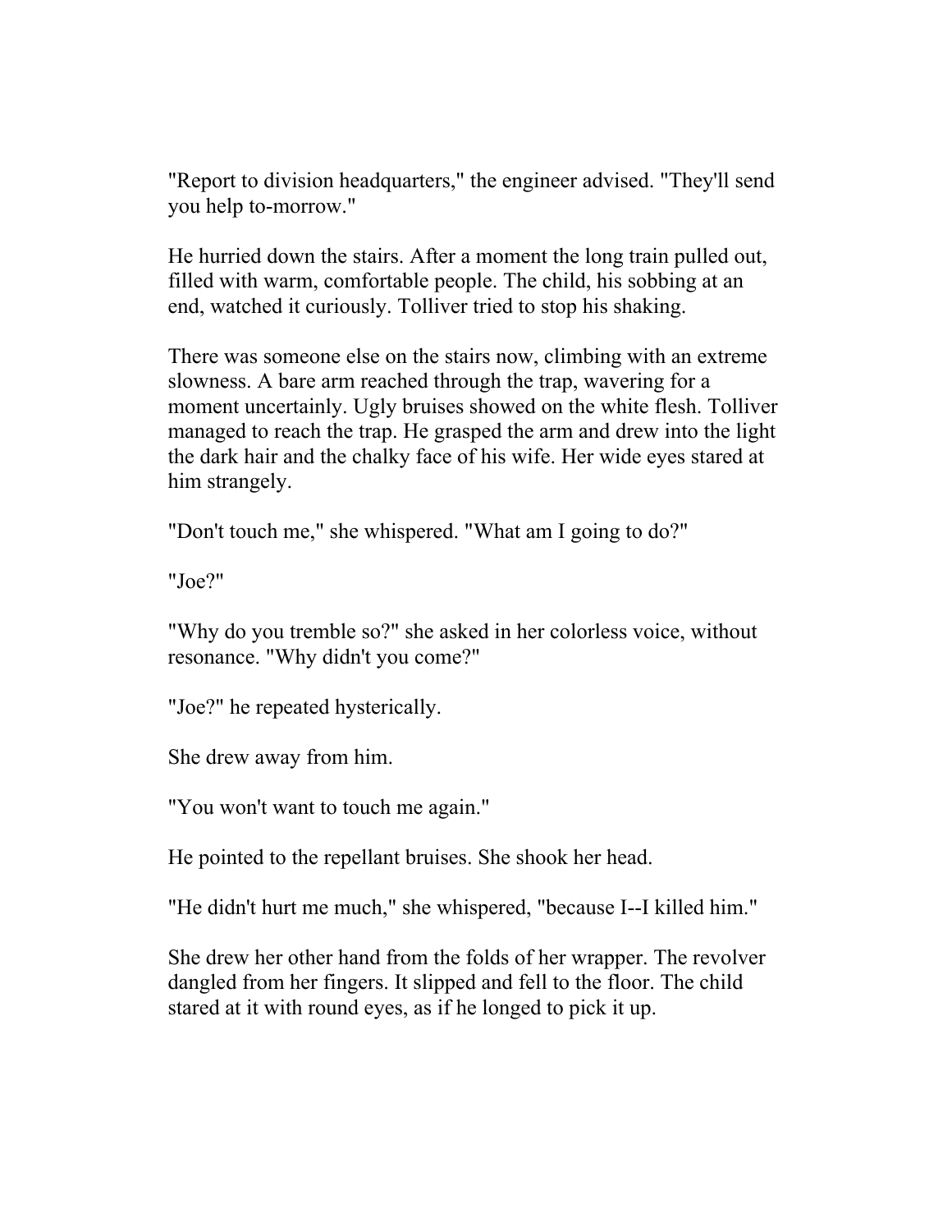"Report to division headquarters," the engineer advised. "They'll send you help to-morrow."

He hurried down the stairs. After a moment the long train pulled out, filled with warm, comfortable people. The child, his sobbing at an end, watched it curiously. Tolliver tried to stop his shaking.

There was someone else on the stairs now, climbing with an extreme slowness. A bare arm reached through the trap, wavering for a moment uncertainly. Ugly bruises showed on the white flesh. Tolliver managed to reach the trap. He grasped the arm and drew into the light the dark hair and the chalky face of his wife. Her wide eyes stared at him strangely.

"Don't touch me," she whispered. "What am I going to do?"

"Joe?"

"Why do you tremble so?" she asked in her colorless voice, without resonance. "Why didn't you come?"

"Joe?" he repeated hysterically.

She drew away from him.

"You won't want to touch me again."

He pointed to the repellant bruises. She shook her head.

"He didn't hurt me much," she whispered, "because I--I killed him."

She drew her other hand from the folds of her wrapper. The revolver dangled from her fingers. It slipped and fell to the floor. The child stared at it with round eyes, as if he longed to pick it up.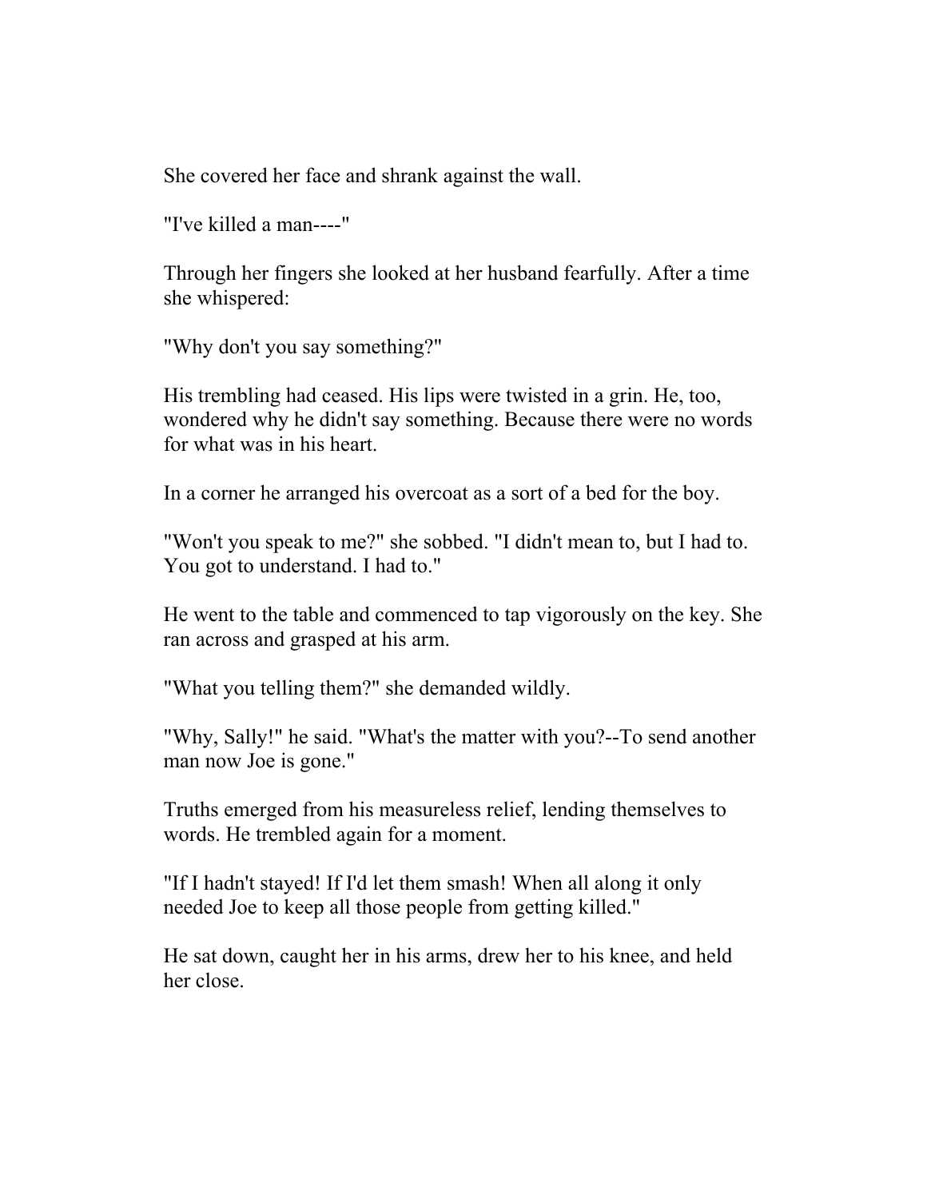She covered her face and shrank against the wall.

"I've killed a man----"

Through her fingers she looked at her husband fearfully. After a time she whispered:

"Why don't you say something?"

His trembling had ceased. His lips were twisted in a grin. He, too, wondered why he didn't say something. Because there were no words for what was in his heart.

In a corner he arranged his overcoat as a sort of a bed for the boy.

"Won't you speak to me?" she sobbed. "I didn't mean to, but I had to. You got to understand. I had to."

He went to the table and commenced to tap vigorously on the key. She ran across and grasped at his arm.

"What you telling them?" she demanded wildly.

"Why, Sally!" he said. "What's the matter with you?--To send another man now Joe is gone."

Truths emerged from his measureless relief, lending themselves to words. He trembled again for a moment.

"If I hadn't stayed! If I'd let them smash! When all along it only needed Joe to keep all those people from getting killed."

He sat down, caught her in his arms, drew her to his knee, and held her close.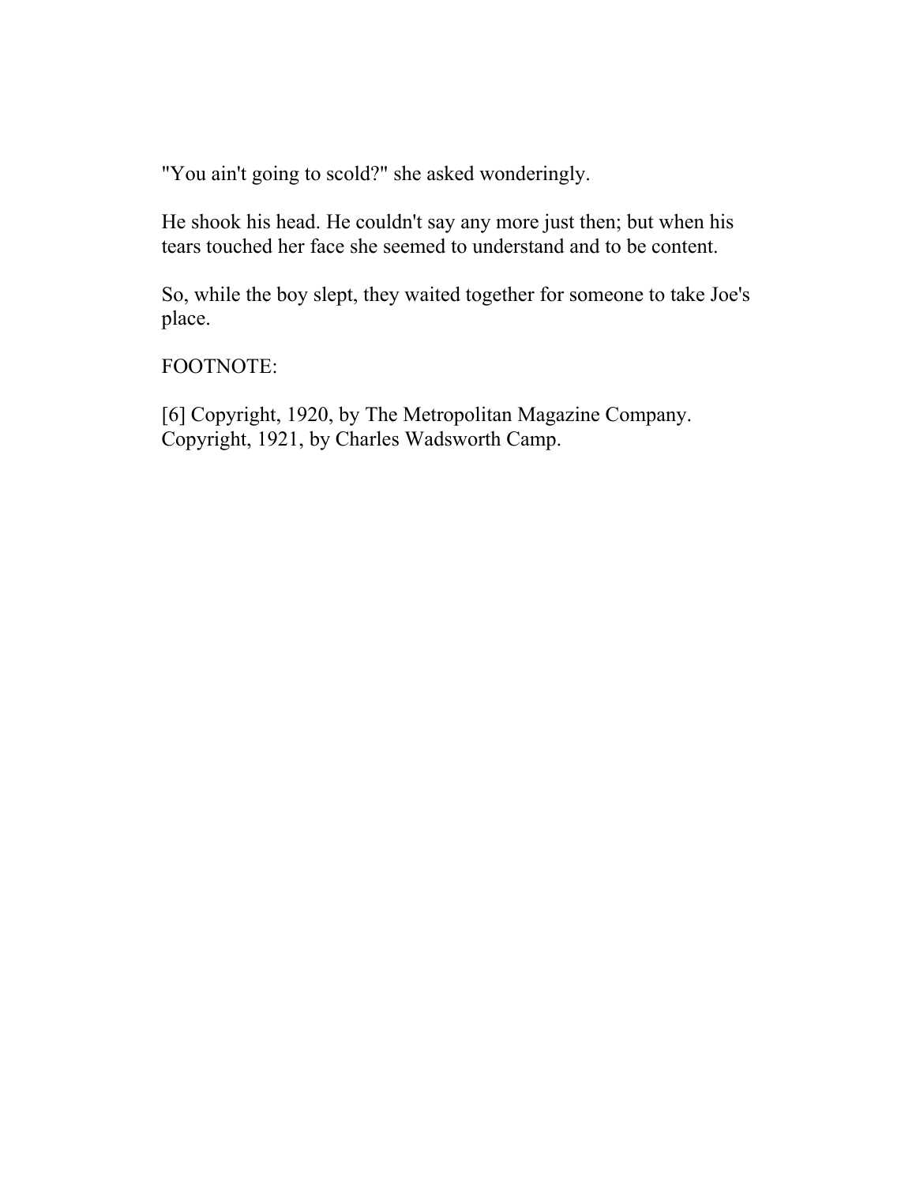"You ain't going to scold?" she asked wonderingly.

He shook his head. He couldn't say any more just then; but when his tears touched her face she seemed to understand and to be content.

So, while the boy slept, they waited together for someone to take Joe's place.

FOOTNOTE:

[6] Copyright, 1920, by The Metropolitan Magazine Company. Copyright, 1921, by Charles Wadsworth Camp.